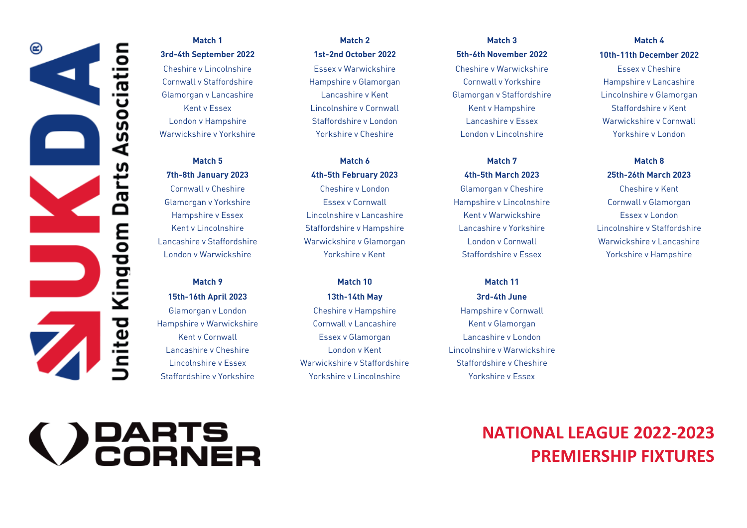United Kingdom Darts Association

## Match 1

**3rd-4th September 2022**

Cheshire v Lincolnshire
Cornwall v Staffordshire
Glamorgan v Lancashire
Kent v Essex
London v Hampshire
Warwickshire v Yorkshire

## Match 2

**1st-2nd October 2022**

Essex v Warwickshire
Hampshire v Glamorgan
Lancashire v Kent
Lincolnshire v Cornwall
Staffordshire v London
Yorkshire v Cheshire

## Match 3

**5th-6th November 2022**

Cheshire v Warwickshire
Cornwall v Yorkshire
Glamorgan v Staffordshire
Kent v Hampshire
Lancashire v Essex
London v Lincolnshire

## Match 4

**10th-11th December 2022**

Essex v Cheshire
Hampshire v Lancashire
Lincolnshire v Glamorgan
Staffordshire v Kent
Warwickshire v Cornwall
Yorkshire v London

## Match 5

**7th-8th January 2023**

Cornwall v Cheshire
Glamorgan v Yorkshire
Hampshire v Essex
Kent v Lincolnshire
Lancashire v Staffordshire
London v Warwickshire

## Match 6

**4th-5th February 2023**

Cheshire v London
Essex v Cornwall
Lincolnshire v Lancashire
Staffordshire v Hampshire
Warwickshire v Glamorgan
Yorkshire v Kent

## Match 7

**4th-5th March 2023**

Glamorgan v Cheshire
Hampshire v Lincolnshire
Kent v Warwickshire
Lancashire v Yorkshire
London v Cornwall
Staffordshire v Essex

## Match 8

**25th-26th March 2023**

Cheshire v Kent
Cornwall v Glamorgan
Essex v London
Lincolnshire v Staffordshire
Warwickshire v Lancashire
Yorkshire v Hampshire

## Match 9

**15th-16th April 2023**

Glamorgan v London
Hampshire v Warwickshire
Kent v Cornwall
Lancashire v Cheshire
Lincolnshire v Essex
Staffordshire v Yorkshire

## Match 10

**13th-14th May**

Cheshire v Hampshire
Cornwall v Lancashire
Essex v Glamorgan
London v Kent
Warwickshire v Staffordshire
Yorkshire v Lincolnshire

## Match 11

**3rd-4th June**

Hampshire v Cornwall
Kent v Glamorgan
Lancashire v London
Lincolnshire v Warwickshire
Staffordshire v Cheshire
Yorkshire v Essex

DARTS CORNER

# NATIONAL LEAGUE 2022-2023
# PREMIERSHIP FIXTURES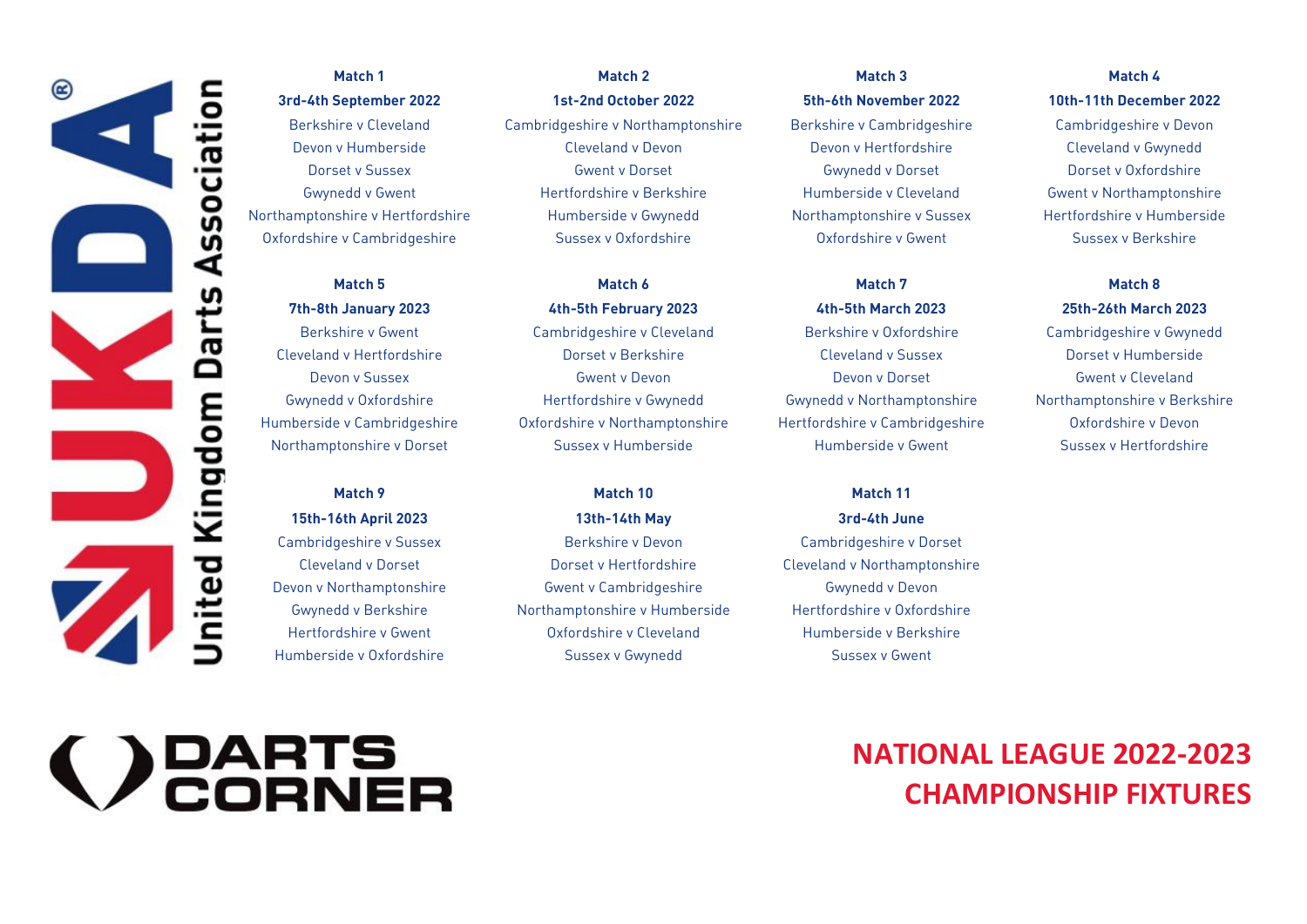United Kingdom Darts Association

# NATIONAL LEAGUE 2022-2023 CHAMPIONSHIP FIXTURES

**Match 1**
**3rd-4th September 2022**

- Berkshire v Cleveland
- Devon v Humberside
- Dorset v Sussex
- Gwynedd v Gwent
- Northamptonshire v Hertfordshire
- Oxfordshire v Cambridgeshire

**Match 2**
**1st-2nd October 2022**

- Cambridgeshire v Northamptonshire
- Cleveland v Devon
- Gwent v Dorset
- Hertfordshire v Berkshire
- Humberside v Gwynedd
- Sussex v Oxfordshire

**Match 3**
**5th-6th November 2022**

- Berkshire v Cambridgeshire
- Devon v Hertfordshire
- Gwynedd v Dorset
- Humberside v Cleveland
- Northamptonshire v Sussex
- Oxfordshire v Gwent

**Match 4**
**10th-11th December 2022**

- Cambridgeshire v Devon
- Cleveland v Gwynedd
- Dorset v Oxfordshire
- Gwent v Northamptonshire
- Hertfordshire v Humberside
- Sussex v Berkshire

**Match 5**
**7th-8th January 2023**

- Berkshire v Gwent
- Cleveland v Hertfordshire
- Devon v Sussex
- Gwynedd v Oxfordshire
- Humberside v Cambridgeshire
- Northamptonshire v Dorset

**Match 6**
**4th-5th February 2023**

- Cambridgeshire v Cleveland
- Dorset v Berkshire
- Gwent v Devon
- Hertfordshire v Gwynedd
- Oxfordshire v Northamptonshire
- Sussex v Humberside

**Match 7**
**4th-5th March 2023**

- Berkshire v Oxfordshire
- Cleveland v Sussex
- Devon v Dorset
- Gwynedd v Northamptonshire
- Hertfordshire v Cambridgeshire
- Humberside v Gwent

**Match 8**
**25th-26th March 2023**

- Cambridgeshire v Gwynedd
- Dorset v Humberside
- Gwent v Cleveland
- Northamptonshire v Berkshire
- Oxfordshire v Devon
- Sussex v Hertfordshire

**Match 9**
**15th-16th April 2023**

- Cambridgeshire v Sussex
- Cleveland v Dorset
- Devon v Northamptonshire
- Gwynedd v Berkshire
- Hertfordshire v Gwent
- Humberside v Oxfordshire

**Match 10**
**13th-14th May**

- Berkshire v Devon
- Dorset v Hertfordshire
- Gwent v Cambridgeshire
- Northamptonshire v Humberside
- Oxfordshire v Cleveland
- Sussex v Gwynedd

**Match 11**
**3rd-4th June**

- Cambridgeshire v Dorset
- Cleveland v Northamptonshire
- Gwynedd v Devon
- Hertfordshire v Oxfordshire
- Humberside v Berkshire
- Sussex v Gwent

DARTS CORNER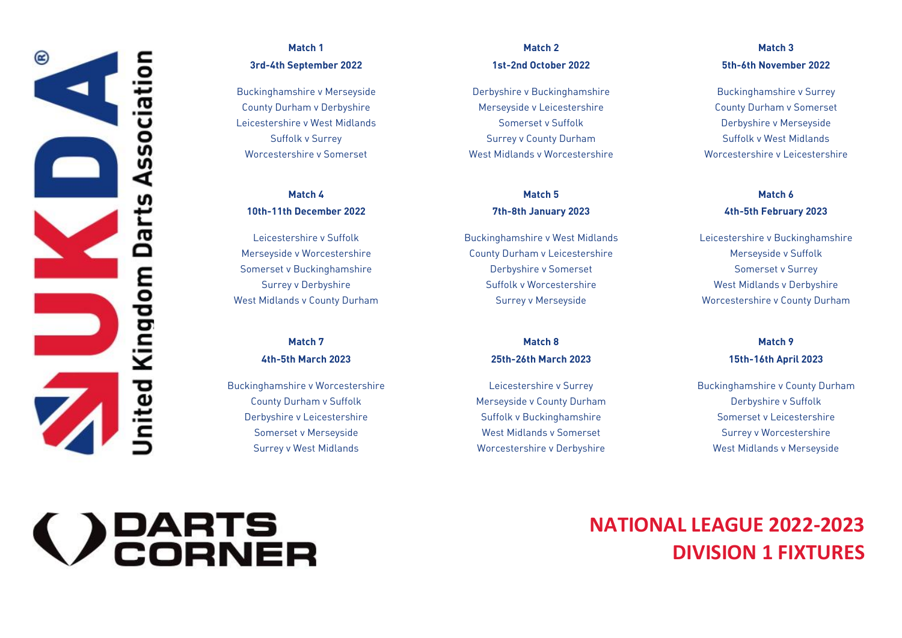# NATIONAL LEAGUE 2022-2023
## DIVISION 1 FIXTURES

United Kingdom Darts Association

DARTS CORNER

### Match 1
**3rd-4th September 2022**

Buckinghamshire v Merseyside
County Durham v Derbyshire
Leicestershire v West Midlands
Suffolk v Surrey
Worcestershire v Somerset

### Match 2
**1st-2nd October 2022**

Derbyshire v Buckinghamshire
Merseyside v Leicestershire
Somerset v Suffolk
Surrey v County Durham
West Midlands v Worcestershire

### Match 3
**5th-6th November 2022**

Buckinghamshire v Surrey
County Durham v Somerset
Derbyshire v Merseyside
Suffolk v West Midlands
Worcestershire v Leicestershire

### Match 4
**10th-11th December 2022**

Leicestershire v Suffolk
Merseyside v Worcestershire
Somerset v Buckinghamshire
Surrey v Derbyshire
West Midlands v County Durham

### Match 5
**7th-8th January 2023**

Buckinghamshire v West Midlands
County Durham v Leicestershire
Derbyshire v Somerset
Suffolk v Worcestershire
Surrey v Merseyside

### Match 6
**4th-5th February 2023**

Leicestershire v Buckinghamshire
Merseyside v Suffolk
Somerset v Surrey
West Midlands v Derbyshire
Worcestershire v County Durham

### Match 7
**4th-5th March 2023**

Buckinghamshire v Worcestershire
County Durham v Suffolk
Derbyshire v Leicestershire
Somerset v Merseyside
Surrey v West Midlands

### Match 8
**25th-26th March 2023**

Leicestershire v Surrey
Merseyside v County Durham
Suffolk v Buckinghamshire
West Midlands v Somerset
Worcestershire v Derbyshire

### Match 9
**15th-16th April 2023**

Buckinghamshire v County Durham
Derbyshire v Suffolk
Somerset v Leicestershire
Surrey v Worcestershire
West Midlands v Merseyside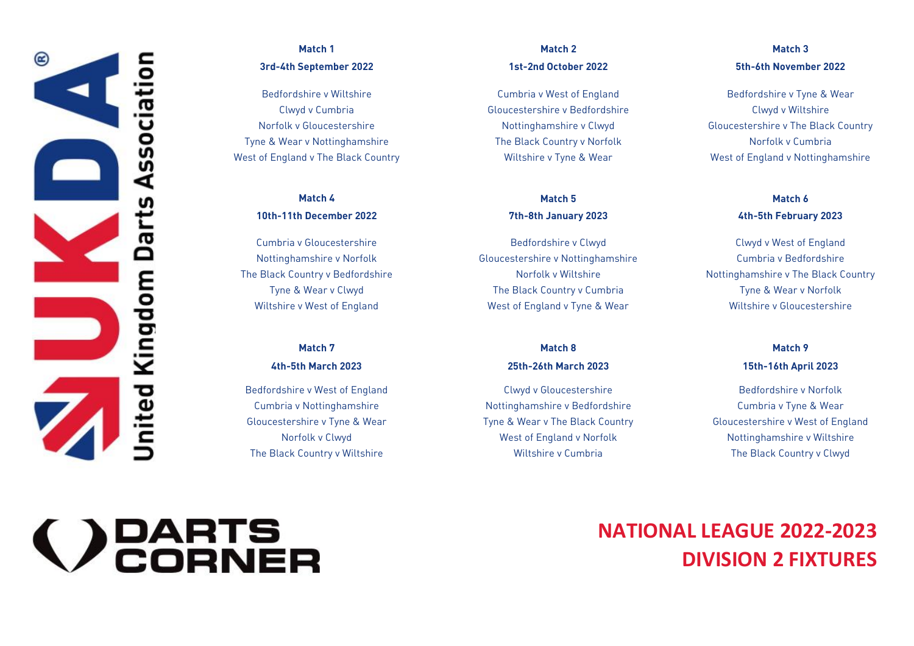United Kingdom Darts Association

# NATIONAL LEAGUE 2022-2023
## DIVISION 2 FIXTURES

**Match 1**
**3rd-4th September 2022**

Bedfordshire v Wiltshire
Clwyd v Cumbria
Norfolk v Gloucestershire
Tyne & Wear v Nottinghamshire
West of England v The Black Country

**Match 2**
**1st-2nd October 2022**

Cumbria v West of England
Gloucestershire v Bedfordshire
Nottinghamshire v Clwyd
The Black Country v Norfolk
Wiltshire v Tyne & Wear

**Match 3**
**5th-6th November 2022**

Bedfordshire v Tyne & Wear
Clwyd v Wiltshire
Gloucestershire v The Black Country
Norfolk v Cumbria
West of England v Nottinghamshire

**Match 4**
**10th-11th December 2022**

Cumbria v Gloucestershire
Nottinghamshire v Norfolk
The Black Country v Bedfordshire
Tyne & Wear v Clwyd
Wiltshire v West of England

**Match 5**
**7th-8th January 2023**

Bedfordshire v Clwyd
Gloucestershire v Nottinghamshire
Norfolk v Wiltshire
The Black Country v Cumbria
West of England v Tyne & Wear

**Match 6**
**4th-5th February 2023**

Clwyd v West of England
Cumbria v Bedfordshire
Nottinghamshire v The Black Country
Tyne & Wear v Norfolk
Wiltshire v Gloucestershire

**Match 7**
**4th-5th March 2023**

Bedfordshire v West of England
Cumbria v Nottinghamshire
Gloucestershire v Tyne & Wear
Norfolk v Clwyd
The Black Country v Wiltshire

**Match 8**
**25th-26th March 2023**

Clwyd v Gloucestershire
Nottinghamshire v Bedfordshire
Tyne & Wear v The Black Country
West of England v Norfolk
Wiltshire v Cumbria

**Match 9**
**15th-16th April 2023**

Bedfordshire v Norfolk
Cumbria v Tyne & Wear
Gloucestershire v West of England
Nottinghamshire v Wiltshire
The Black Country v Clwyd

DARTS CORNER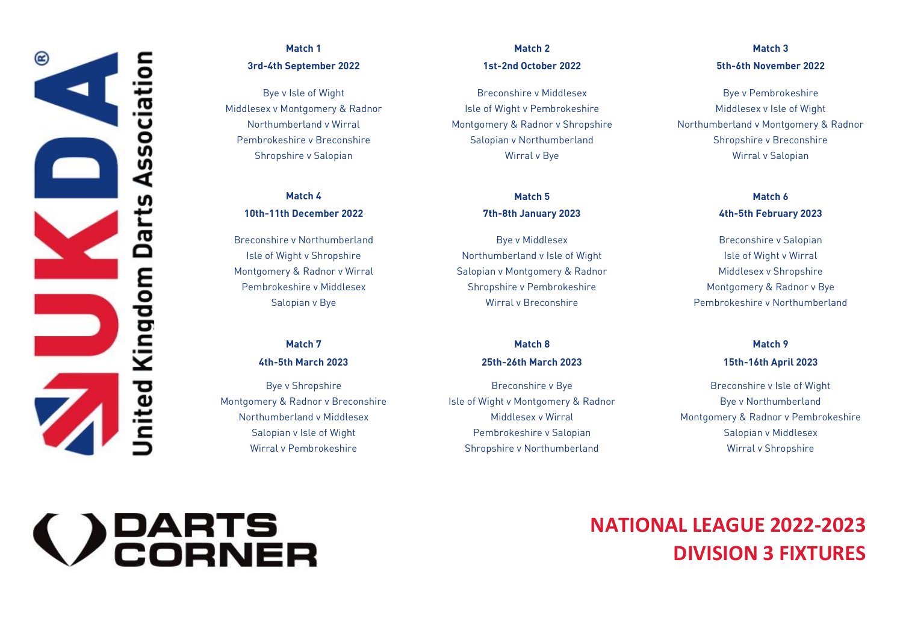United Kingdom Darts Association

## Match 1
**3rd-4th September 2022**

Bye v Isle of Wight
Middlesex v Montgomery & Radnor
Northumberland v Wirral
Pembrokeshire v Breconshire
Shropshire v Salopian

## Match 2
**1st-2nd October 2022**

Breconshire v Middlesex
Isle of Wight v Pembrokeshire
Montgomery & Radnor v Shropshire
Salopian v Northumberland
Wirral v Bye

## Match 3
**5th-6th November 2022**

Bye v Pembrokeshire
Middlesex v Isle of Wight
Northumberland v Montgomery & Radnor
Shropshire v Breconshire
Wirral v Salopian

## Match 4
**10th-11th December 2022**

Breconshire v Northumberland
Isle of Wight v Shropshire
Montgomery & Radnor v Wirral
Pembrokeshire v Middlesex
Salopian v Bye

## Match 5
**7th-8th January 2023**

Bye v Middlesex
Northumberland v Isle of Wight
Salopian v Montgomery & Radnor
Shropshire v Pembrokeshire
Wirral v Breconshire

## Match 6
**4th-5th February 2023**

Breconshire v Salopian
Isle of Wight v Wirral
Middlesex v Shropshire
Montgomery & Radnor v Bye
Pembrokeshire v Northumberland

## Match 7
**4th-5th March 2023**

Bye v Shropshire
Montgomery & Radnor v Breconshire
Northumberland v Middlesex
Salopian v Isle of Wight
Wirral v Pembrokeshire

## Match 8
**25th-26th March 2023**

Breconshire v Bye
Isle of Wight v Montgomery & Radnor
Middlesex v Wirral
Pembrokeshire v Salopian
Shropshire v Northumberland

## Match 9
**15th-16th April 2023**

Breconshire v Isle of Wight
Bye v Northumberland
Montgomery & Radnor v Pembrokeshire
Salopian v Middlesex
Wirral v Shropshire

DARTS CORNER

# NATIONAL LEAGUE 2022-2023
# DIVISION 3 FIXTURES